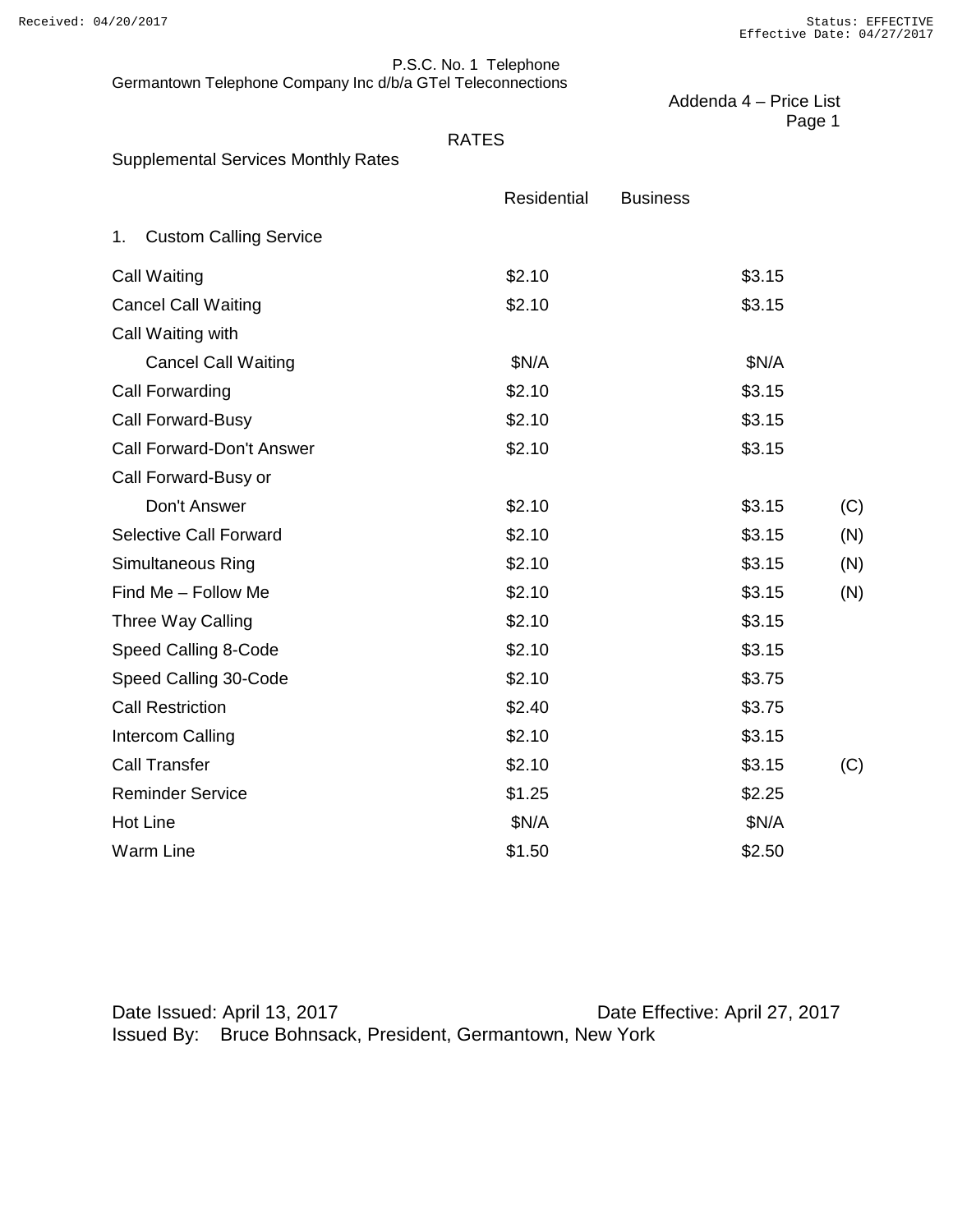P.S.C. No. 1 Telephone
Germantown Telephone Company Inc d/b/a GTel Teleconnections

Addenda 4 – Price List

RATES

Supplemental Services Monthly Rates

| | Residential | Business | |
|---|---|---|---|
| 1. Custom Calling Service | | | |
| Call Waiting | $2.10 | $3.15 | |
| Cancel Call Waiting | $2.10 | $3.15 | |
| Call Waiting with Cancel Call Waiting | $N/A | $N/A | |
| Call Forwarding | $2.10 | $3.15 | |
| Call Forward-Busy | $2.10 | $3.15 | |
| Call Forward-Don't Answer | $2.10 | $3.15 | |
| Call Forward-Busy or Don't Answer | $2.10 | $3.15 | (C) |
| Selective Call Forward | $2.10 | $3.15 | (N) |
| Simultaneous Ring | $2.10 | $3.15 | (N) |
| Find Me – Follow Me | $2.10 | $3.15 | (N) |
| Three Way Calling | $2.10 | $3.15 | |
| Speed Calling 8-Code | $2.10 | $3.15 | |
| Speed Calling 30-Code | $2.10 | $3.75 | |
| Call Restriction | $2.40 | $3.75 | |
| Intercom Calling | $2.10 | $3.15 | |
| Call Transfer | $2.10 | $3.15 | (C) |
| Reminder Service | $1.25 | $2.25 | |
| Hot Line | $N/A | $N/A | |
| Warm Line | $1.50 | $2.50 | |

Date Issued: April 13, 2017 Date Effective: April 27, 2017
Issued By: Bruce Bohnsack, President, Germantown, New York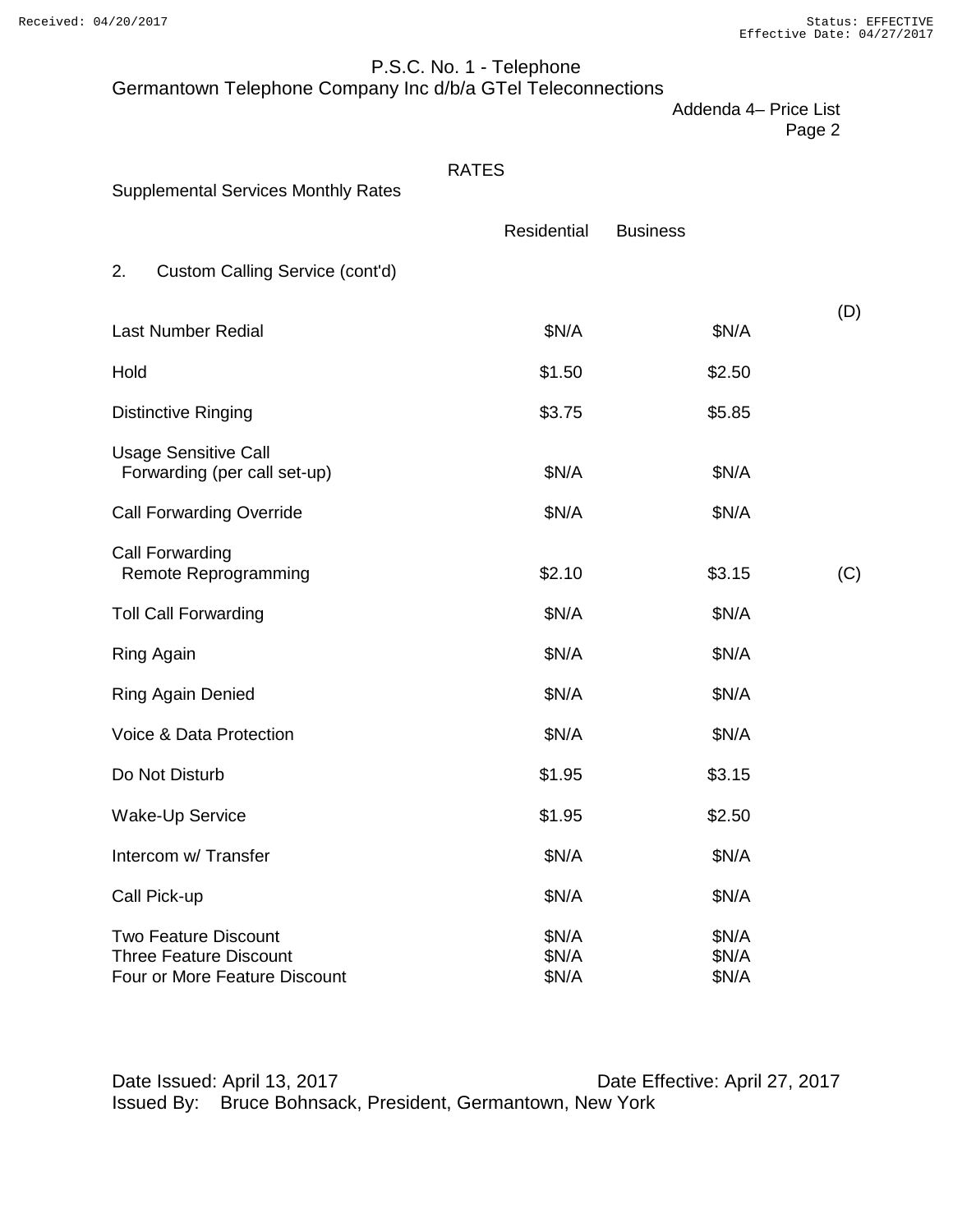P.S.C. No. 1 - Telephone
Germantown Telephone Company Inc d/b/a GTel Teleconnections

Addenda 4– Price List
Page 2

RATES

Supplemental Services Monthly Rates

| | Residential | Business | |
|---|---|---|---|
| 2. Custom Calling Service (cont'd) | | | |
| | | | (D) |
| Last Number Redial | $N/A | $N/A | |
| Hold | $1.50 | $2.50 | |
| Distinctive Ringing | $3.75 | $5.85 | |
| Usage Sensitive Call Forwarding (per call set-up) | $N/A | $N/A | |
| Call Forwarding Override | $N/A | $N/A | |
| Call Forwarding Remote Reprogramming | $2.10 | $3.15 | (C) |
| Toll Call Forwarding | $N/A | $N/A | |
| Ring Again | $N/A | $N/A | |
| Ring Again Denied | $N/A | $N/A | |
| Voice & Data Protection | $N/A | $N/A | |
| Do Not Disturb | $1.95 | $3.15 | |
| Wake-Up Service | $1.95 | $2.50 | |
| Intercom w/ Transfer | $N/A | $N/A | |
| Call Pick-up | $N/A | $N/A | |
| Two Feature Discount | $N/A | $N/A | |
| Three Feature Discount | $N/A | $N/A | |
| Four or More Feature Discount | $N/A | $N/A | |

Date Issued: April 13, 2017 Date Effective: April 27, 2017
Issued By: Bruce Bohnsack, President, Germantown, New York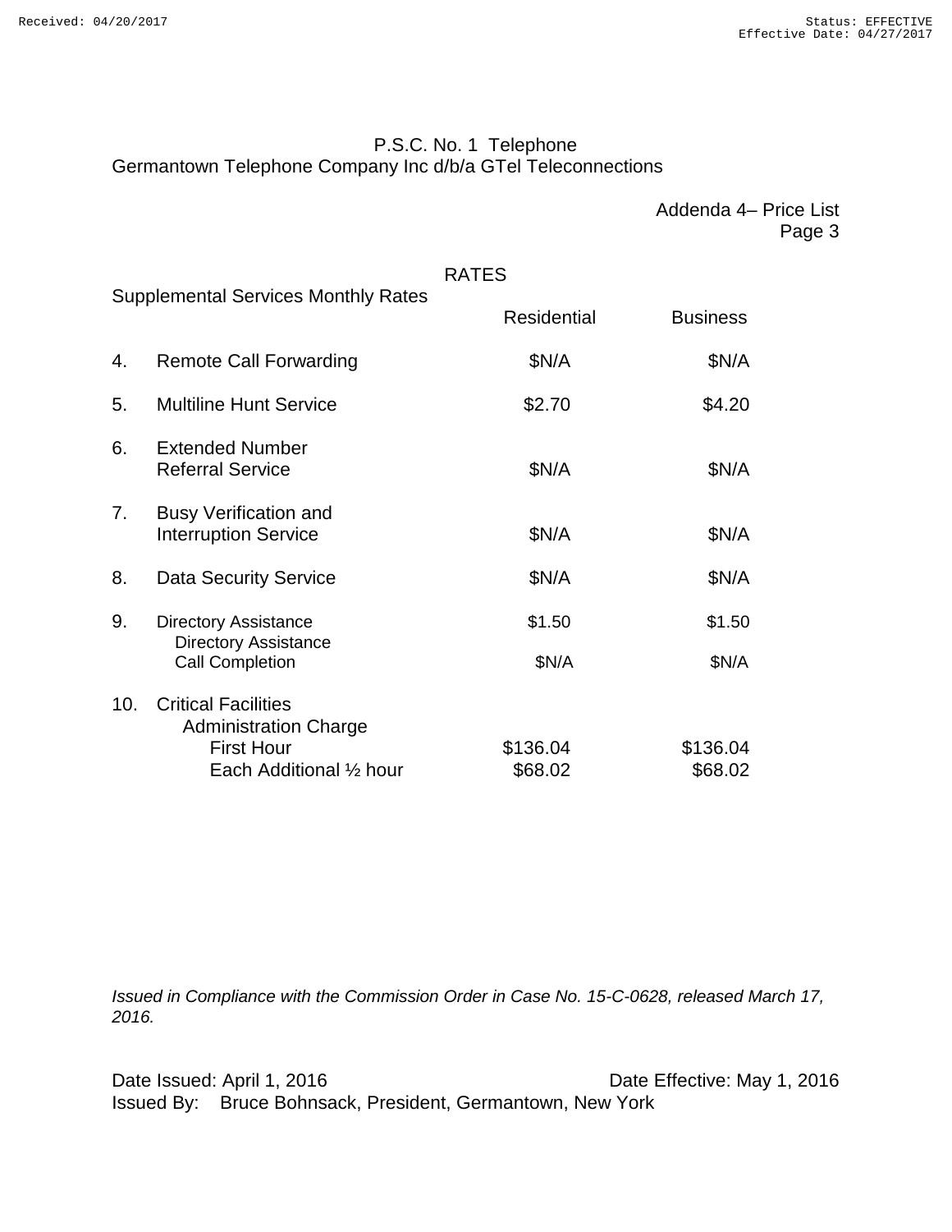P.S.C. No. 1 Telephone
Germantown Telephone Company Inc d/b/a GTel Teleconnections

Addenda 4– Price List
Page 3

RATES

Supplemental Services Monthly Rates

| | | Residential | Business |
|---|---|---|---|
| 4. | Remote Call Forwarding | $N/A | $N/A |
| 5. | Multiline Hunt Service | $2.70 | $4.20 |
| 6. | Extended Number Referral Service | $N/A | $N/A |
| 7. | Busy Verification and Interruption Service | $N/A | $N/A |
| 8. | Data Security Service | $N/A | $N/A |
| 9. | Directory Assistance | $1.50 | $1.50 |
| | Directory Assistance Call Completion | $N/A | $N/A |
| 10. | Critical Facilities Administration Charge | | |
| | First Hour | $136.04 | $136.04 |
| | Each Additional ½ hour | $68.02 | $68.02 |

*Issued in Compliance with the Commission Order in Case No. 15-C-0628, released March 17, 2016.*

Date Issued: April 1, 2016 Date Effective: May 1, 2016
Issued By: Bruce Bohnsack, President, Germantown, New York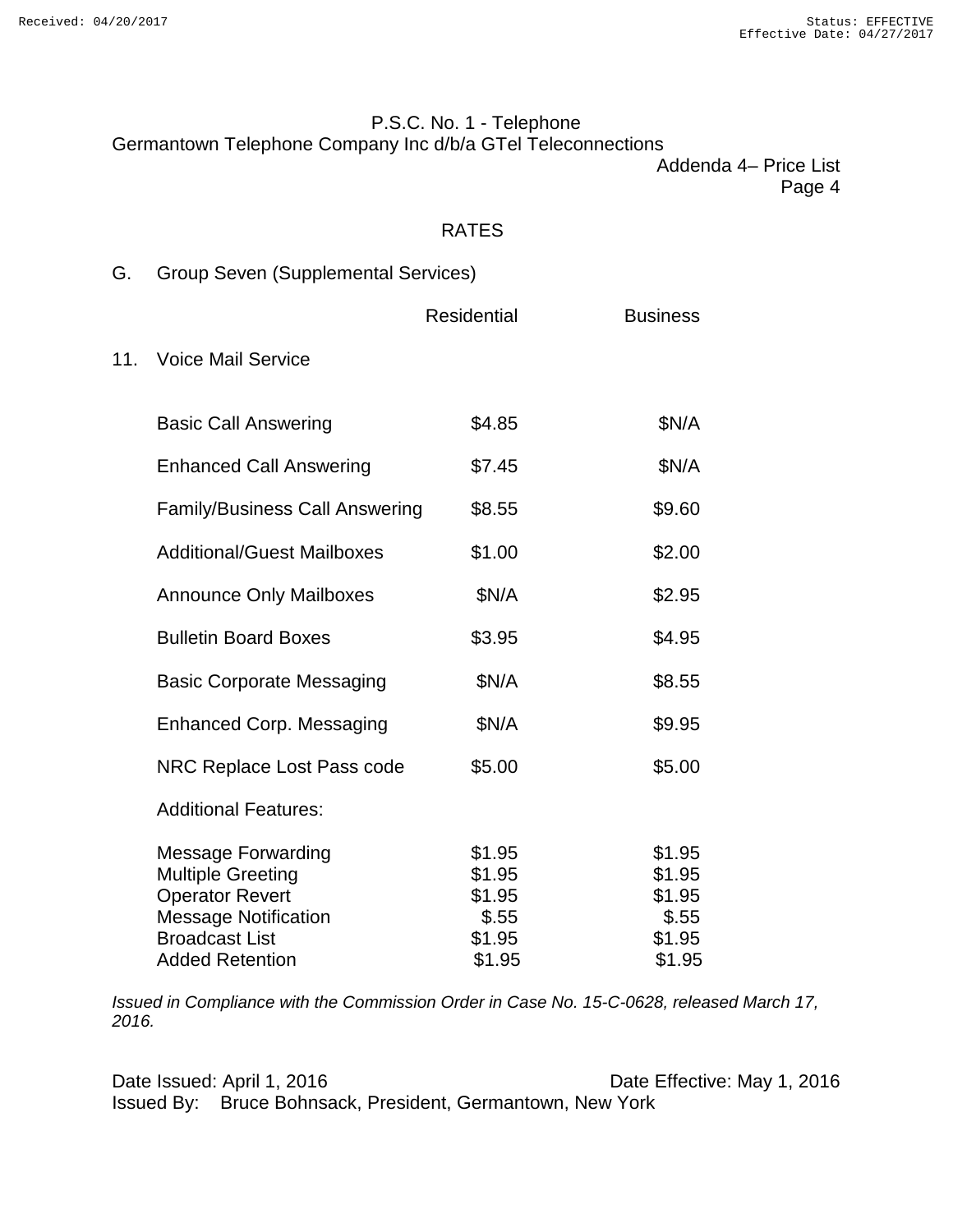P.S.C. No. 1 - Telephone
Germantown Telephone Company Inc d/b/a GTel Teleconnections

Addenda 4– Price List
Page 4

## RATES

G. Group Seven (Supplemental Services)

| | Residential | Business |
|---|---|---|
| 11. Voice Mail Service | | |
| Basic Call Answering | $4.85 | $N/A |
| Enhanced Call Answering | $7.45 | $N/A |
| Family/Business Call Answering | $8.55 | $9.60 |
| Additional/Guest Mailboxes | $1.00 | $2.00 |
| Announce Only Mailboxes | $N/A | $2.95 |
| Bulletin Board Boxes | $3.95 | $4.95 |
| Basic Corporate Messaging | $N/A | $8.55 |
| Enhanced Corp. Messaging | $N/A | $9.95 |
| NRC Replace Lost Pass code | $5.00 | $5.00 |
| Additional Features: | | |
| Message Forwarding | $1.95 | $1.95 |
| Multiple Greeting | $1.95 | $1.95 |
| Operator Revert | $1.95 | $1.95 |
| Message Notification | $.55 | $.55 |
| Broadcast List | $1.95 | $1.95 |
| Added Retention | $1.95 | $1.95 |

*Issued in Compliance with the Commission Order in Case No. 15-C-0628, released March 17, 2016.*

Date Issued: April 1, 2016 Date Effective: May 1, 2016
Issued By: Bruce Bohnsack, President, Germantown, New York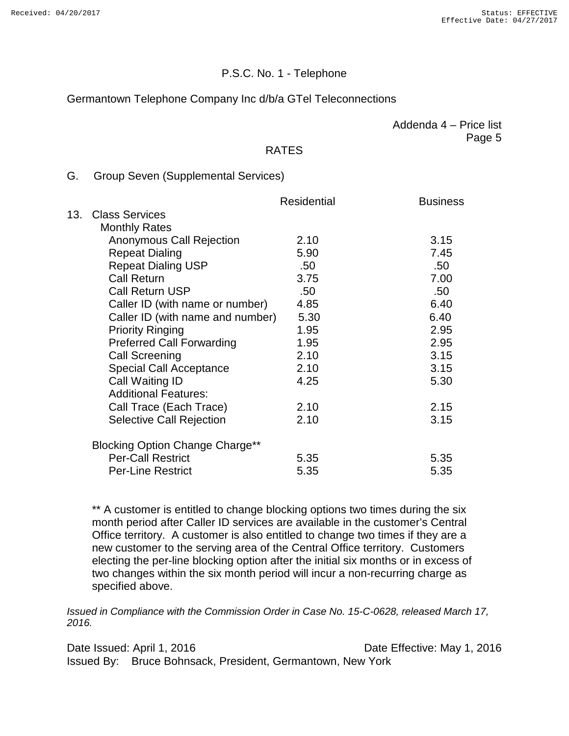P.S.C. No. 1 - Telephone

Germantown Telephone Company Inc d/b/a GTel Teleconnections

Addenda 4 – Price list
Page 5

RATES

G. Group Seven (Supplemental Services)

| | | Residential | Business |
|---|---|---|---|
| 13. | Class Services | | |
| | Monthly Rates | | |
| | Anonymous Call Rejection | 2.10 | 3.15 |
| | Repeat Dialing | 5.90 | 7.45 |
| | Repeat Dialing USP | .50 | .50 |
| | Call Return | 3.75 | 7.00 |
| | Call Return USP | .50 | .50 |
| | Caller ID (with name or number) | 4.85 | 6.40 |
| | Caller ID (with name and number) | 5.30 | 6.40 |
| | Priority Ringing | 1.95 | 2.95 |
| | Preferred Call Forwarding | 1.95 | 2.95 |
| | Call Screening | 2.10 | 3.15 |
| | Special Call Acceptance | 2.10 | 3.15 |
| | Call Waiting ID | 4.25 | 5.30 |
| | Additional Features: | | |
| | Call Trace (Each Trace) | 2.10 | 2.15 |
| | Selective Call Rejection | 2.10 | 3.15 |
| | Blocking Option Change Charge** | | |
| | Per-Call Restrict | 5.35 | 5.35 |
| | Per-Line Restrict | 5.35 | 5.35 |

** A customer is entitled to change blocking options two times during the six month period after Caller ID services are available in the customer's Central Office territory. A customer is also entitled to change two times if they are a new customer to the serving area of the Central Office territory. Customers electing the per-line blocking option after the initial six months or in excess of two changes within the six month period will incur a non-recurring charge as specified above.

*Issued in Compliance with the Commission Order in Case No. 15-C-0628, released March 17, 2016.*

Date Issued: April 1, 2016 Date Effective: May 1, 2016
Issued By: Bruce Bohnsack, President, Germantown, New York